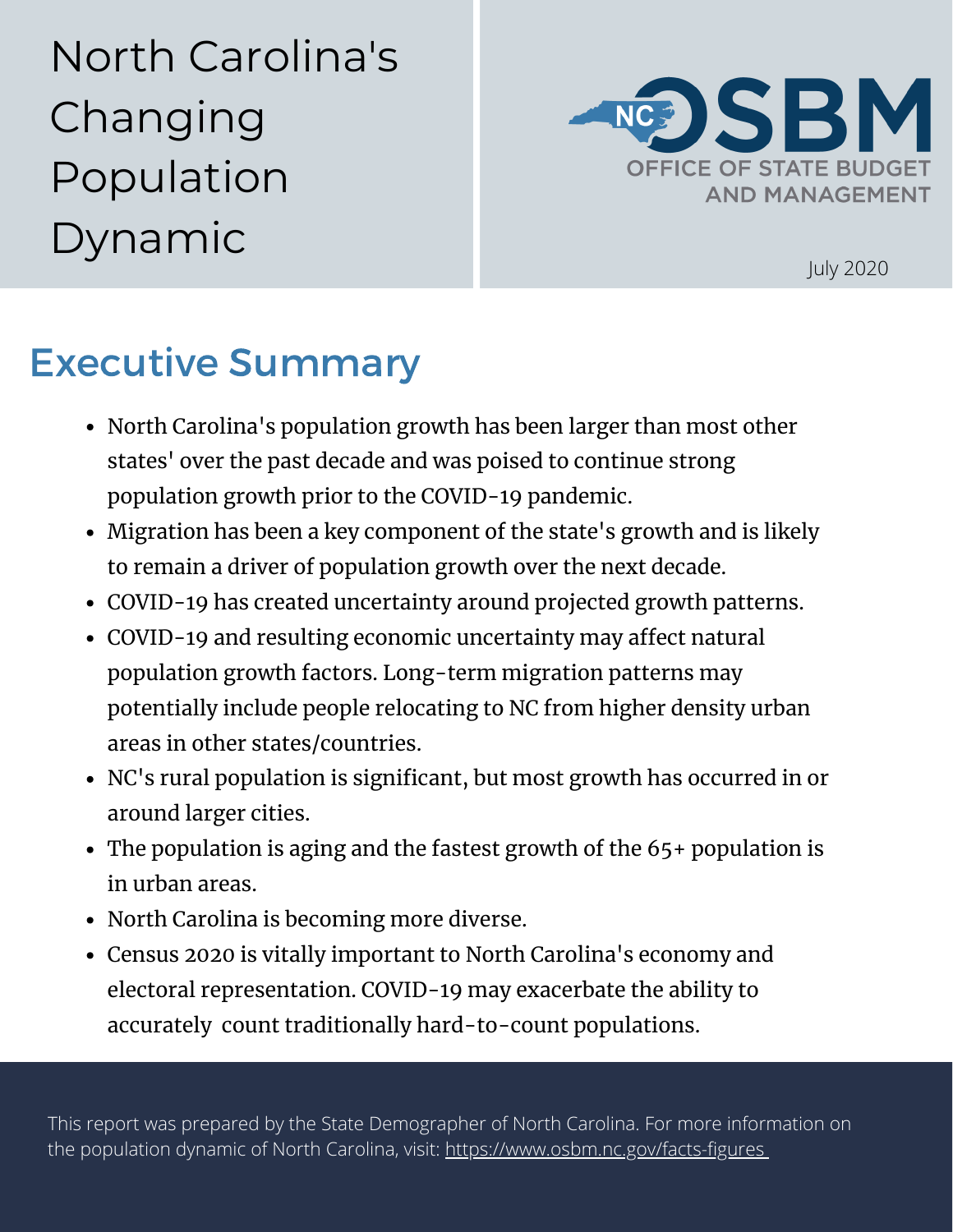# North Carolina's Changing Population Dynamic

NC OSBM
OFFICE OF STATE BUDGET AND MANAGEMENT

July 2020

## Executive Summary

- North Carolina's population growth has been larger than most other states' over the past decade and was poised to continue strong population growth prior to the COVID-19 pandemic.
- Migration has been a key component of the state's growth and is likely to remain a driver of population growth over the next decade.
- COVID-19 has created uncertainty around projected growth patterns.
- COVID-19 and resulting economic uncertainty may affect natural population growth factors. Long-term migration patterns may potentially include people relocating to NC from higher density urban areas in other states/countries.
- NC's rural population is significant, but most growth has occurred in or around larger cities.
- The population is aging and the fastest growth of the 65+ population is in urban areas.
- North Carolina is becoming more diverse.
- Census 2020 is vitally important to North Carolina's economy and electoral representation. COVID-19 may exacerbate the ability to accurately count traditionally hard-to-count populations.

This report was prepared by the State Demographer of North Carolina. For more information on the population dynamic of North Carolina, visit: https://www.osbm.nc.gov/facts-figures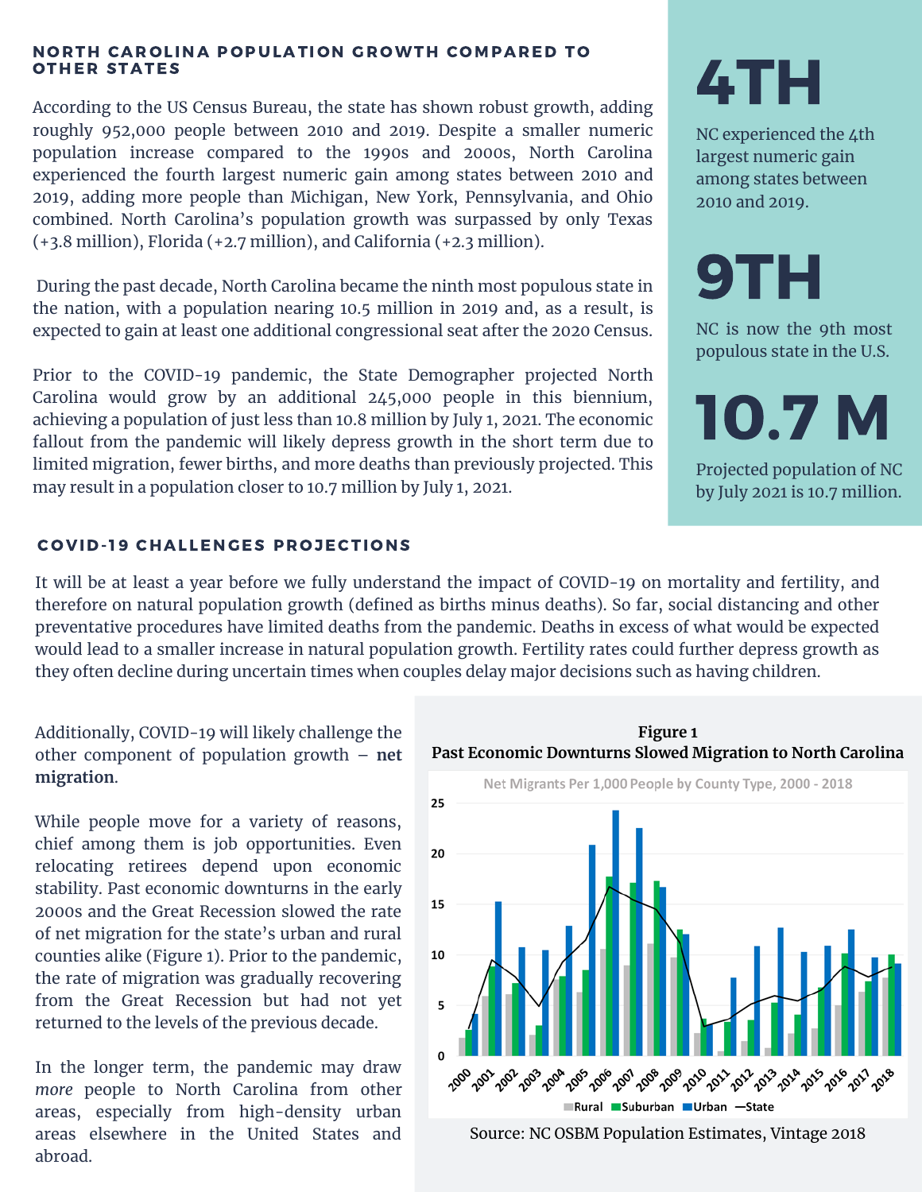## NORTH CAROLINA POPULATION GROWTH COMPARED TO OTHER STATES

According to the US Census Bureau, the state has shown robust growth, adding roughly 952,000 people between 2010 and 2019. Despite a smaller numeric population increase compared to the 1990s and 2000s, North Carolina experienced the fourth largest numeric gain among states between 2010 and 2019, adding more people than Michigan, New York, Pennsylvania, and Ohio combined. North Carolina's population growth was surpassed by only Texas (+3.8 million), Florida (+2.7 million), and California (+2.3 million).

During the past decade, North Carolina became the ninth most populous state in the nation, with a population nearing 10.5 million in 2019 and, as a result, is expected to gain at least one additional congressional seat after the 2020 Census.

Prior to the COVID-19 pandemic, the State Demographer projected North Carolina would grow by an additional 245,000 people in this biennium, achieving a population of just less than 10.8 million by July 1, 2021. The economic fallout from the pandemic will likely depress growth in the short term due to limited migration, fewer births, and more deaths than previously projected. This may result in a population closer to 10.7 million by July 1, 2021.

**4TH**

NC experienced the 4th largest numeric gain among states between 2010 and 2019.

**9TH**

NC is now the 9th most populous state in the U.S.

**10.7 M**

Projected population of NC by July 2021 is 10.7 million.

## COVID-19 CHALLENGES PROJECTIONS

It will be at least a year before we fully understand the impact of COVID-19 on mortality and fertility, and therefore on natural population growth (defined as births minus deaths). So far, social distancing and other preventative procedures have limited deaths from the pandemic. Deaths in excess of what would be expected would lead to a smaller increase in natural population growth. Fertility rates could further depress growth as they often decline during uncertain times when couples delay major decisions such as having children.

Additionally, COVID-19 will likely challenge the other component of population growth – **net migration**.

While people move for a variety of reasons, chief among them is job opportunities. Even relocating retirees depend upon economic stability. Past economic downturns in the early 2000s and the Great Recession slowed the rate of net migration for the state's urban and rural counties alike (Figure 1). Prior to the pandemic, the rate of migration was gradually recovering from the Great Recession but had not yet returned to the levels of the previous decade.

In the longer term, the pandemic may draw *more* people to North Carolina from other areas, especially from high-density urban areas elsewhere in the United States and abroad.

**Figure 1**
**Past Economic Downturns Slowed Migration to North Carolina**

Net Migrants Per 1,000 People by County Type, 2000 - 2018

Rural, Suburban, Urban, State

Source: NC OSBM Population Estimates, Vintage 2018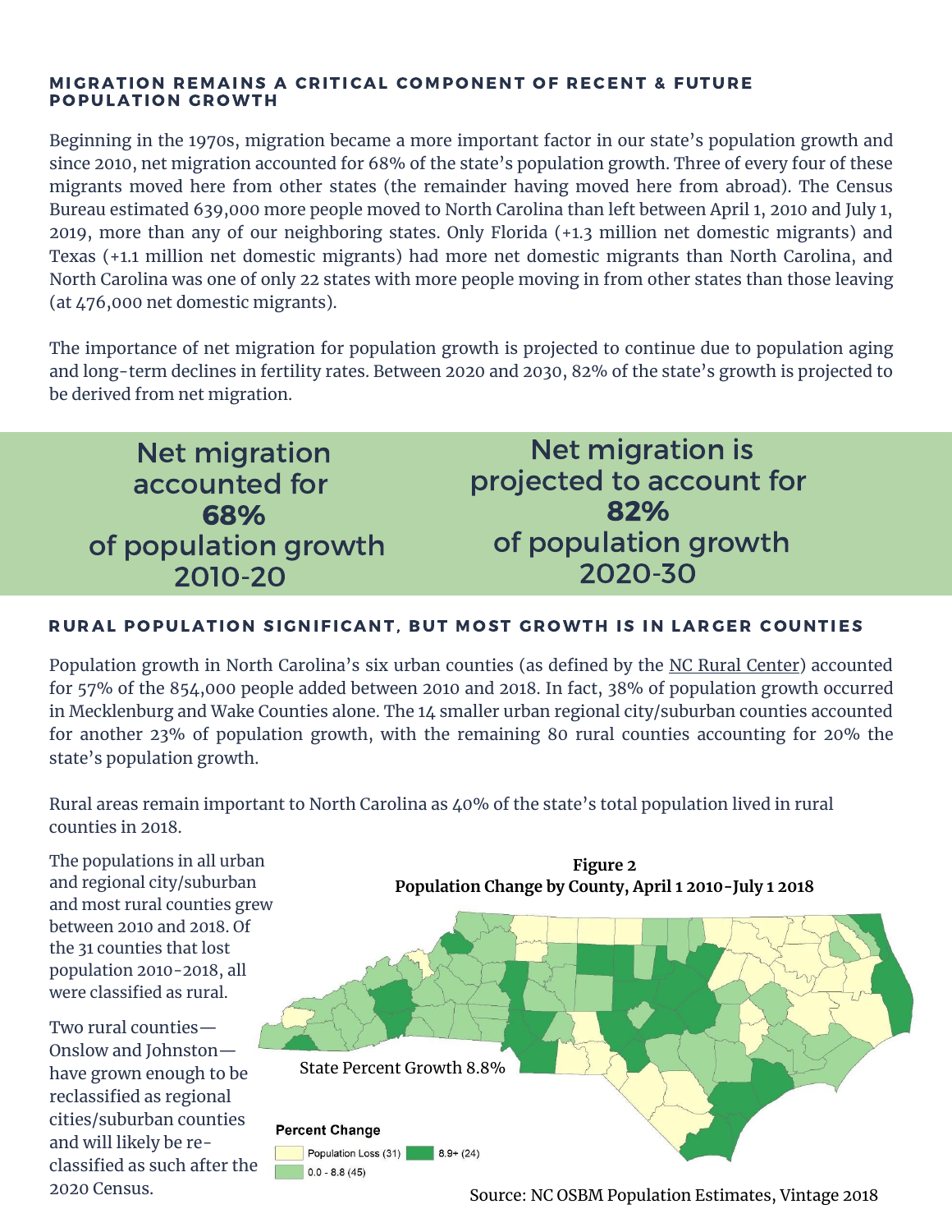### MIGRATION REMAINS A CRITICAL COMPONENT OF RECENT & FUTURE POPULATION GROWTH

Beginning in the 1970s, migration became a more important factor in our state's population growth and since 2010, net migration accounted for 68% of the state's population growth. Three of every four of these migrants moved here from other states (the remainder having moved here from abroad). The Census Bureau estimated 639,000 more people moved to North Carolina than left between April 1, 2010 and July 1, 2019, more than any of our neighboring states. Only Florida (+1.3 million net domestic migrants) and Texas (+1.1 million net domestic migrants) had more net domestic migrants than North Carolina, and North Carolina was one of only 22 states with more people moving in from other states than those leaving (at 476,000 net domestic migrants).

The importance of net migration for population growth is projected to continue due to population aging and long-term declines in fertility rates. Between 2020 and 2030, 82% of the state's growth is projected to be derived from net migration.

Net migration accounted for **68%** of population growth 2010-20

Net migration is projected to account for **82%** of population growth 2020-30

### RURAL POPULATION SIGNIFICANT, BUT MOST GROWTH IS IN LARGER COUNTIES

Population growth in North Carolina's six urban counties (as defined by the NC Rural Center) accounted for 57% of the 854,000 people added between 2010 and 2018. In fact, 38% of population growth occurred in Mecklenburg and Wake Counties alone. The 14 smaller urban regional city/suburban counties accounted for another 23% of population growth, with the remaining 80 rural counties accounting for 20% the state's population growth.

Rural areas remain important to North Carolina as 40% of the state's total population lived in rural counties in 2018.

The populations in all urban and regional city/suburban and most rural counties grew between 2010 and 2018. Of the 31 counties that lost population 2010-2018, all were classified as rural.

Two rural counties—Onslow and Johnston—have grown enough to be reclassified as regional cities/suburban counties and will likely be re-classified as such after the 2020 Census.

**Figure 2**
**Population Change by County, April 1 2010-July 1 2018**

State Percent Growth 8.8%

Percent Change
- Population Loss (31)
- 0.0 - 8.8 (45)
- 8.9+ (24)

Source: NC OSBM Population Estimates, Vintage 2018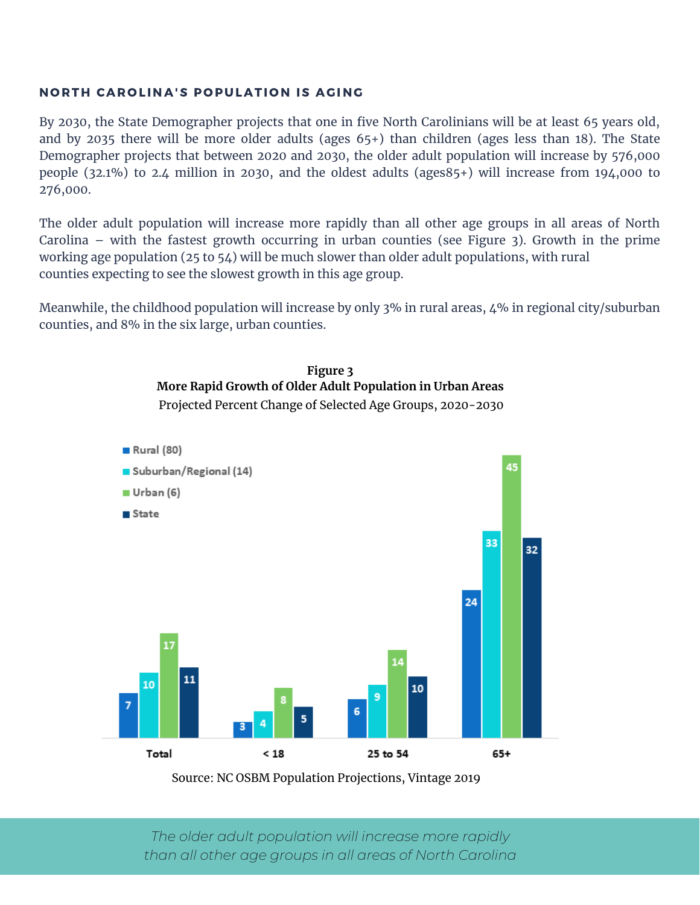### NORTH CAROLINA'S POPULATION IS AGING

By 2030, the State Demographer projects that one in five North Carolinians will be at least 65 years old, and by 2035 there will be more older adults (ages 65+) than children (ages less than 18). The State Demographer projects that between 2020 and 2030, the older adult population will increase by 576,000 people (32.1%) to 2.4 million in 2030, and the oldest adults (ages85+) will increase from 194,000 to 276,000.

The older adult population will increase more rapidly than all other age groups in all areas of North Carolina – with the fastest growth occurring in urban counties (see Figure 3). Growth in the prime working age population (25 to 54) will be much slower than older adult populations, with rural counties expecting to see the slowest growth in this age group.

Meanwhile, the childhood population will increase by only 3% in rural areas, 4% in regional city/suburban counties, and 8% in the six large, urban counties.

**Figure 3**
**More Rapid Growth of Older Adult Population in Urban Areas**
Projected Percent Change of Selected Age Groups, 2020-2030

| | Total | < 18 | 25 to 54 | 65+ |
|---|---|---|---|---|
| Rural (80) | 7 | 3 | 6 | 24 |
| Suburban/Regional (14) | 10 | 4 | 9 | 33 |
| Urban (6) | 17 | 8 | 14 | 45 |
| State | 11 | 5 | 10 | 32 |

Source: NC OSBM Population Projections, Vintage 2019

*The older adult population will increase more rapidly than all other age groups in all areas of North Carolina*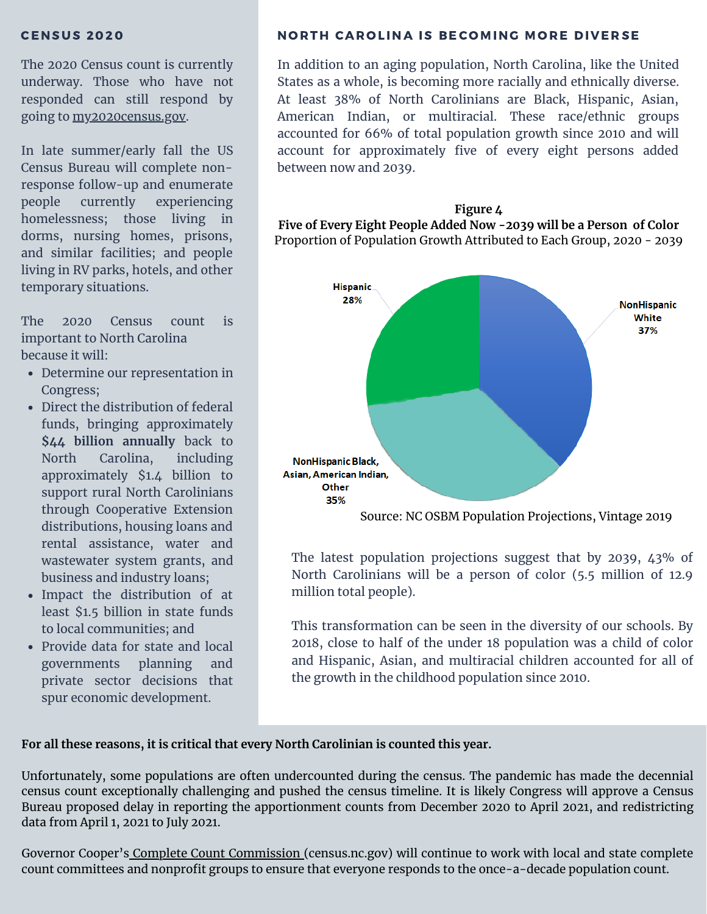## CENSUS 2020

The 2020 Census count is currently underway. Those who have not responded can still respond by going to my2020census.gov.

In late summer/early fall the US Census Bureau will complete non-response follow-up and enumerate people currently experiencing homelessness; those living in dorms, nursing homes, prisons, and similar facilities; and people living in RV parks, hotels, and other temporary situations.

The 2020 Census count is important to North Carolina because it will:

- Determine our representation in Congress;
- Direct the distribution of federal funds, bringing approximately **$44 billion annually** back to North Carolina, including approximately $1.4 billion to support rural North Carolinians through Cooperative Extension distributions, housing loans and rental assistance, water and wastewater system grants, and business and industry loans;
- Impact the distribution of at least $1.5 billion in state funds to local communities; and
- Provide data for state and local governments planning and private sector decisions that spur economic development.

## NORTH CAROLINA IS BECOMING MORE DIVERSE

In addition to an aging population, North Carolina, like the United States as a whole, is becoming more racially and ethnically diverse. At least 38% of North Carolinians are Black, Hispanic, Asian, American Indian, or multiracial. These race/ethnic groups accounted for 66% of total population growth since 2010 and will account for approximately five of every eight persons added between now and 2039.

**Figure 4**
**Five of Every Eight People Added Now -2039 will be a Person of Color**
Proportion of Population Growth Attributed to Each Group, 2020 - 2039

Hispanic 28%
NonHispanic White 37%
NonHispanic Black, Asian, American Indian, Other 35%

Source: NC OSBM Population Projections, Vintage 2019

The latest population projections suggest that by 2039, 43% of North Carolinians will be a person of color (5.5 million of 12.9 million total people).

This transformation can be seen in the diversity of our schools. By 2018, close to half of the under 18 population was a child of color and Hispanic, Asian, and multiracial children accounted for all of the growth in the childhood population since 2010.

**For all these reasons, it is critical that every North Carolinian is counted this year.**

Unfortunately, some populations are often undercounted during the census. The pandemic has made the decennial census count exceptionally challenging and pushed the census timeline. It is likely Congress will approve a Census Bureau proposed delay in reporting the apportionment counts from December 2020 to April 2021, and redistricting data from April 1, 2021 to July 2021.

Governor Cooper's Complete Count Commission (census.nc.gov) will continue to work with local and state complete count committees and nonprofit groups to ensure that everyone responds to the once-a-decade population count.